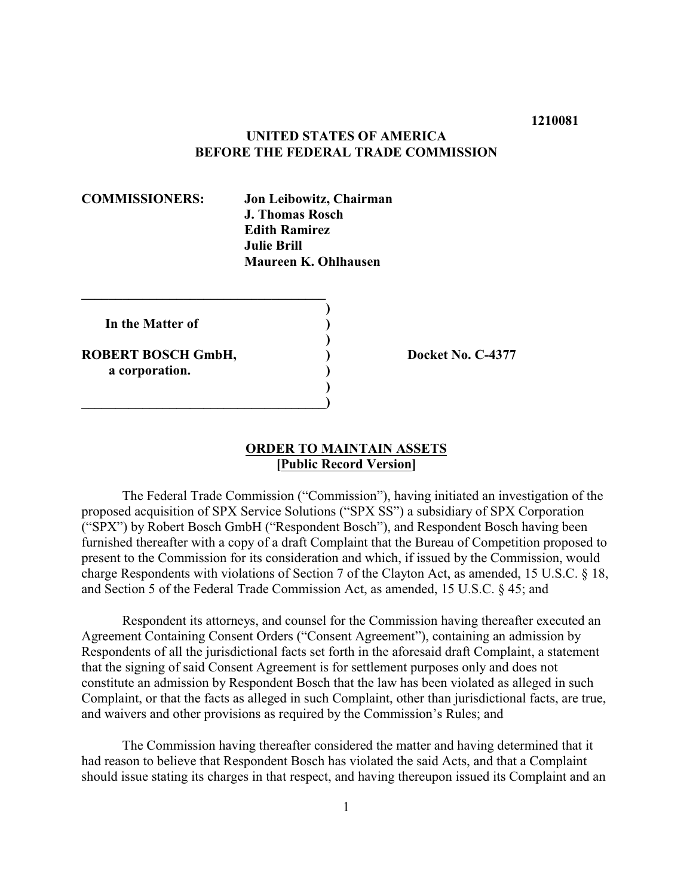**1210081**

**UNITED STATES OF AMERICA**
**BEFORE THE FEDERAL TRADE COMMISSION**

**COMMISSIONERS:** **Jon Leibowitz, Chairman**
**J. Thomas Rosch**
**Edith Ramirez**
**Julie Brill**
**Maureen K. Ohlhausen**

| | |
|---|---|
| **In the Matter of** | |
| **ROBERT BOSCH GmbH,** **a corporation.** | **Docket No. C-4377** |

**ORDER TO MAINTAIN ASSETS**
**[Public Record Version]**

The Federal Trade Commission ("Commission"), having initiated an investigation of the proposed acquisition of SPX Service Solutions ("SPX SS") a subsidiary of SPX Corporation ("SPX") by Robert Bosch GmbH ("Respondent Bosch"), and Respondent Bosch having been furnished thereafter with a copy of a draft Complaint that the Bureau of Competition proposed to present to the Commission for its consideration and which, if issued by the Commission, would charge Respondents with violations of Section 7 of the Clayton Act, as amended, 15 U.S.C. § 18, and Section 5 of the Federal Trade Commission Act, as amended, 15 U.S.C. § 45; and

Respondent its attorneys, and counsel for the Commission having thereafter executed an Agreement Containing Consent Orders ("Consent Agreement"), containing an admission by Respondents of all the jurisdictional facts set forth in the aforesaid draft Complaint, a statement that the signing of said Consent Agreement is for settlement purposes only and does not constitute an admission by Respondent Bosch that the law has been violated as alleged in such Complaint, or that the facts as alleged in such Complaint, other than jurisdictional facts, are true, and waivers and other provisions as required by the Commission's Rules; and

The Commission having thereafter considered the matter and having determined that it had reason to believe that Respondent Bosch has violated the said Acts, and that a Complaint should issue stating its charges in that respect, and having thereupon issued its Complaint and an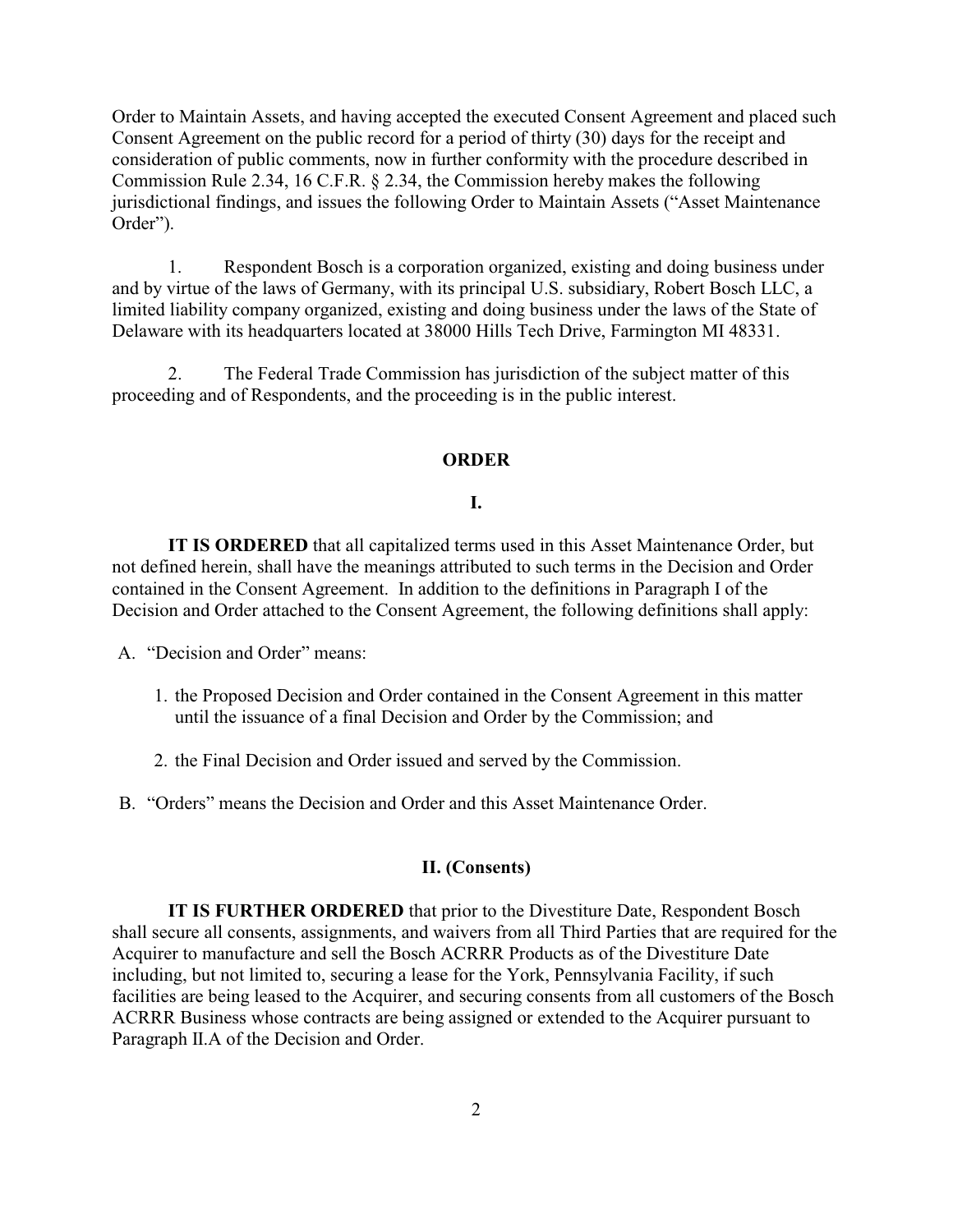Order to Maintain Assets, and having accepted the executed Consent Agreement and placed such Consent Agreement on the public record for a period of thirty (30) days for the receipt and consideration of public comments, now in further conformity with the procedure described in Commission Rule 2.34, 16 C.F.R. § 2.34, the Commission hereby makes the following jurisdictional findings, and issues the following Order to Maintain Assets ("Asset Maintenance Order").

1. Respondent Bosch is a corporation organized, existing and doing business under and by virtue of the laws of Germany, with its principal U.S. subsidiary, Robert Bosch LLC, a limited liability company organized, existing and doing business under the laws of the State of Delaware with its headquarters located at 38000 Hills Tech Drive, Farmington MI 48331.

2. The Federal Trade Commission has jurisdiction of the subject matter of this proceeding and of Respondents, and the proceeding is in the public interest.

## ORDER

### I.

**IT IS ORDERED** that all capitalized terms used in this Asset Maintenance Order, but not defined herein, shall have the meanings attributed to such terms in the Decision and Order contained in the Consent Agreement. In addition to the definitions in Paragraph I of the Decision and Order attached to the Consent Agreement, the following definitions shall apply:

A. "Decision and Order" means:

1. the Proposed Decision and Order contained in the Consent Agreement in this matter until the issuance of a final Decision and Order by the Commission; and

2. the Final Decision and Order issued and served by the Commission.

B. "Orders" means the Decision and Order and this Asset Maintenance Order.

### II. (Consents)

**IT IS FURTHER ORDERED** that prior to the Divestiture Date, Respondent Bosch shall secure all consents, assignments, and waivers from all Third Parties that are required for the Acquirer to manufacture and sell the Bosch ACRRR Products as of the Divestiture Date including, but not limited to, securing a lease for the York, Pennsylvania Facility, if such facilities are being leased to the Acquirer, and securing consents from all customers of the Bosch ACRRR Business whose contracts are being assigned or extended to the Acquirer pursuant to Paragraph II.A of the Decision and Order.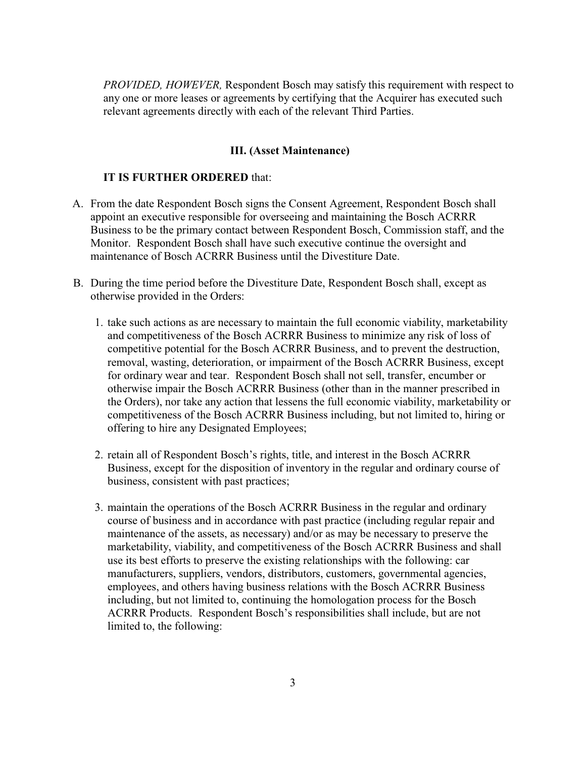*PROVIDED, HOWEVER,* Respondent Bosch may satisfy this requirement with respect to any one or more leases or agreements by certifying that the Acquirer has executed such relevant agreements directly with each of the relevant Third Parties.

### III. (Asset Maintenance)

**IT IS FURTHER ORDERED** that:

A. From the date Respondent Bosch signs the Consent Agreement, Respondent Bosch shall appoint an executive responsible for overseeing and maintaining the Bosch ACRRR Business to be the primary contact between Respondent Bosch, Commission staff, and the Monitor. Respondent Bosch shall have such executive continue the oversight and maintenance of Bosch ACRRR Business until the Divestiture Date.

B. During the time period before the Divestiture Date, Respondent Bosch shall, except as otherwise provided in the Orders:

   1. take such actions as are necessary to maintain the full economic viability, marketability and competitiveness of the Bosch ACRRR Business to minimize any risk of loss of competitive potential for the Bosch ACRRR Business, and to prevent the destruction, removal, wasting, deterioration, or impairment of the Bosch ACRRR Business, except for ordinary wear and tear. Respondent Bosch shall not sell, transfer, encumber or otherwise impair the Bosch ACRRR Business (other than in the manner prescribed in the Orders), nor take any action that lessens the full economic viability, marketability or competitiveness of the Bosch ACRRR Business including, but not limited to, hiring or offering to hire any Designated Employees;

   2. retain all of Respondent Bosch's rights, title, and interest in the Bosch ACRRR Business, except for the disposition of inventory in the regular and ordinary course of business, consistent with past practices;

   3. maintain the operations of the Bosch ACRRR Business in the regular and ordinary course of business and in accordance with past practice (including regular repair and maintenance of the assets, as necessary) and/or as may be necessary to preserve the marketability, viability, and competitiveness of the Bosch ACRRR Business and shall use its best efforts to preserve the existing relationships with the following: car manufacturers, suppliers, vendors, distributors, customers, governmental agencies, employees, and others having business relations with the Bosch ACRRR Business including, but not limited to, continuing the homologation process for the Bosch ACRRR Products. Respondent Bosch's responsibilities shall include, but are not limited to, the following: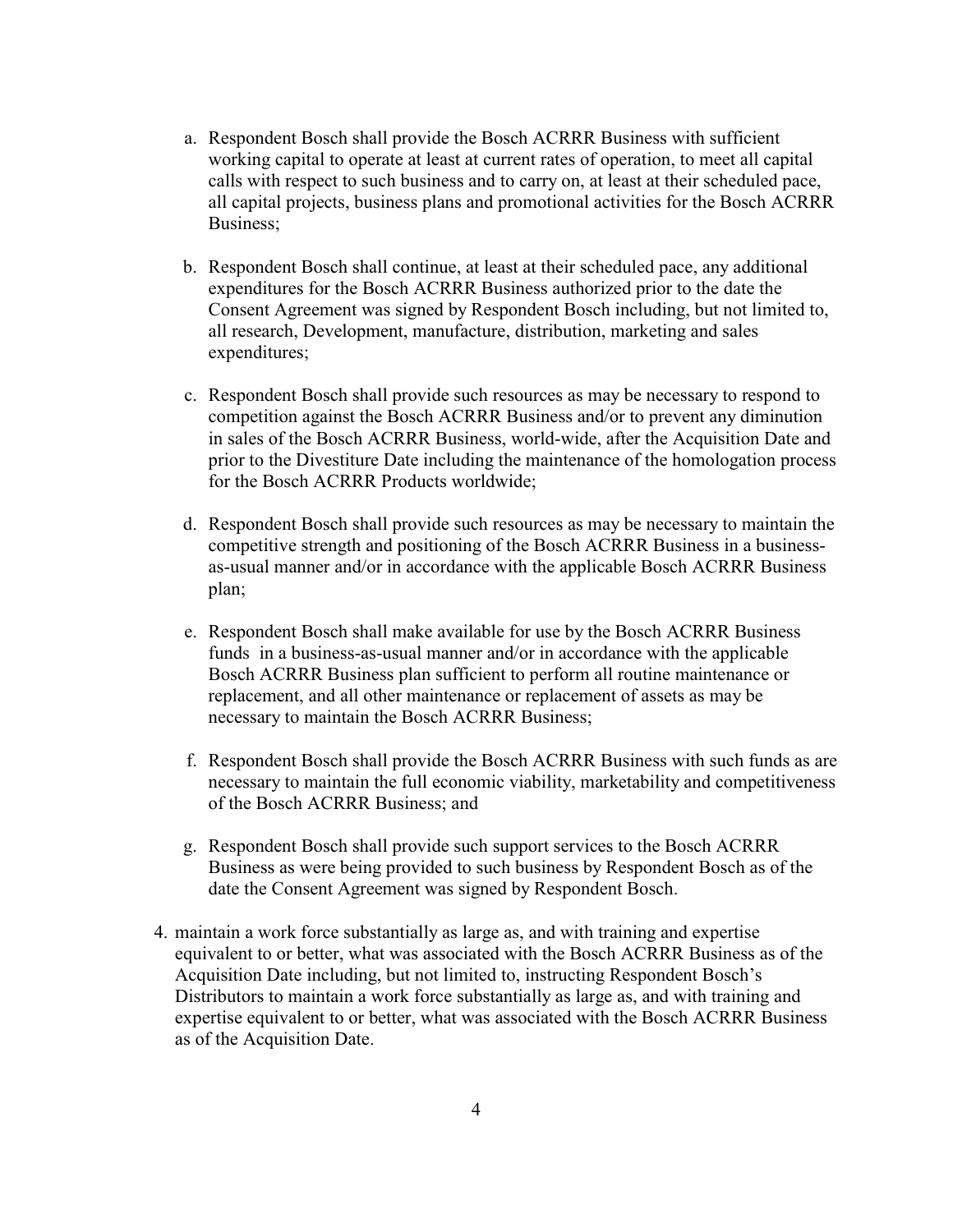a. Respondent Bosch shall provide the Bosch ACRRR Business with sufficient working capital to operate at least at current rates of operation, to meet all capital calls with respect to such business and to carry on, at least at their scheduled pace, all capital projects, business plans and promotional activities for the Bosch ACRRR Business;

b. Respondent Bosch shall continue, at least at their scheduled pace, any additional expenditures for the Bosch ACRRR Business authorized prior to the date the Consent Agreement was signed by Respondent Bosch including, but not limited to, all research, Development, manufacture, distribution, marketing and sales expenditures;

c. Respondent Bosch shall provide such resources as may be necessary to respond to competition against the Bosch ACRRR Business and/or to prevent any diminution in sales of the Bosch ACRRR Business, world-wide, after the Acquisition Date and prior to the Divestiture Date including the maintenance of the homologation process for the Bosch ACRRR Products worldwide;

d. Respondent Bosch shall provide such resources as may be necessary to maintain the competitive strength and positioning of the Bosch ACRRR Business in a business-as-usual manner and/or in accordance with the applicable Bosch ACRRR Business plan;

e. Respondent Bosch shall make available for use by the Bosch ACRRR Business funds in a business-as-usual manner and/or in accordance with the applicable Bosch ACRRR Business plan sufficient to perform all routine maintenance or replacement, and all other maintenance or replacement of assets as may be necessary to maintain the Bosch ACRRR Business;

f. Respondent Bosch shall provide the Bosch ACRRR Business with such funds as are necessary to maintain the full economic viability, marketability and competitiveness of the Bosch ACRRR Business; and

g. Respondent Bosch shall provide such support services to the Bosch ACRRR Business as were being provided to such business by Respondent Bosch as of the date the Consent Agreement was signed by Respondent Bosch.

4. maintain a work force substantially as large as, and with training and expertise equivalent to or better, what was associated with the Bosch ACRRR Business as of the Acquisition Date including, but not limited to, instructing Respondent Bosch's Distributors to maintain a work force substantially as large as, and with training and expertise equivalent to or better, what was associated with the Bosch ACRRR Business as of the Acquisition Date.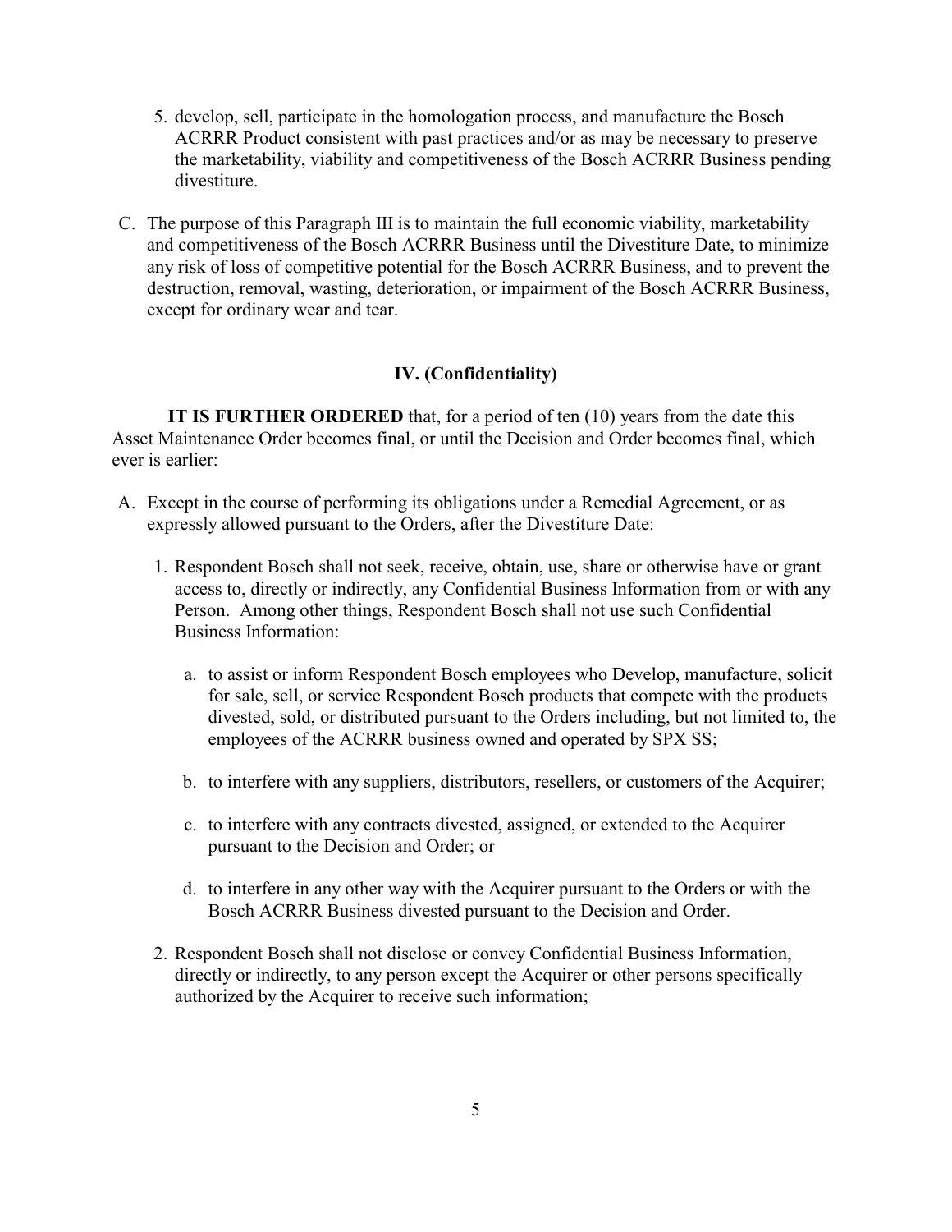5. develop, sell, participate in the homologation process, and manufacture the Bosch ACRRR Product consistent with past practices and/or as may be necessary to preserve the marketability, viability and competitiveness of the Bosch ACRRR Business pending divestiture.

C. The purpose of this Paragraph III is to maintain the full economic viability, marketability and competitiveness of the Bosch ACRRR Business until the Divestiture Date, to minimize any risk of loss of competitive potential for the Bosch ACRRR Business, and to prevent the destruction, removal, wasting, deterioration, or impairment of the Bosch ACRRR Business, except for ordinary wear and tear.

### IV. (Confidentiality)

**IT IS FURTHER ORDERED** that, for a period of ten (10) years from the date this Asset Maintenance Order becomes final, or until the Decision and Order becomes final, which ever is earlier:

A. Except in the course of performing its obligations under a Remedial Agreement, or as expressly allowed pursuant to the Orders, after the Divestiture Date:

1. Respondent Bosch shall not seek, receive, obtain, use, share or otherwise have or grant access to, directly or indirectly, any Confidential Business Information from or with any Person. Among other things, Respondent Bosch shall not use such Confidential Business Information:

   a. to assist or inform Respondent Bosch employees who Develop, manufacture, solicit for sale, sell, or service Respondent Bosch products that compete with the products divested, sold, or distributed pursuant to the Orders including, but not limited to, the employees of the ACRRR business owned and operated by SPX SS;

   b. to interfere with any suppliers, distributors, resellers, or customers of the Acquirer;

   c. to interfere with any contracts divested, assigned, or extended to the Acquirer pursuant to the Decision and Order; or

   d. to interfere in any other way with the Acquirer pursuant to the Orders or with the Bosch ACRRR Business divested pursuant to the Decision and Order.

2. Respondent Bosch shall not disclose or convey Confidential Business Information, directly or indirectly, to any person except the Acquirer or other persons specifically authorized by the Acquirer to receive such information;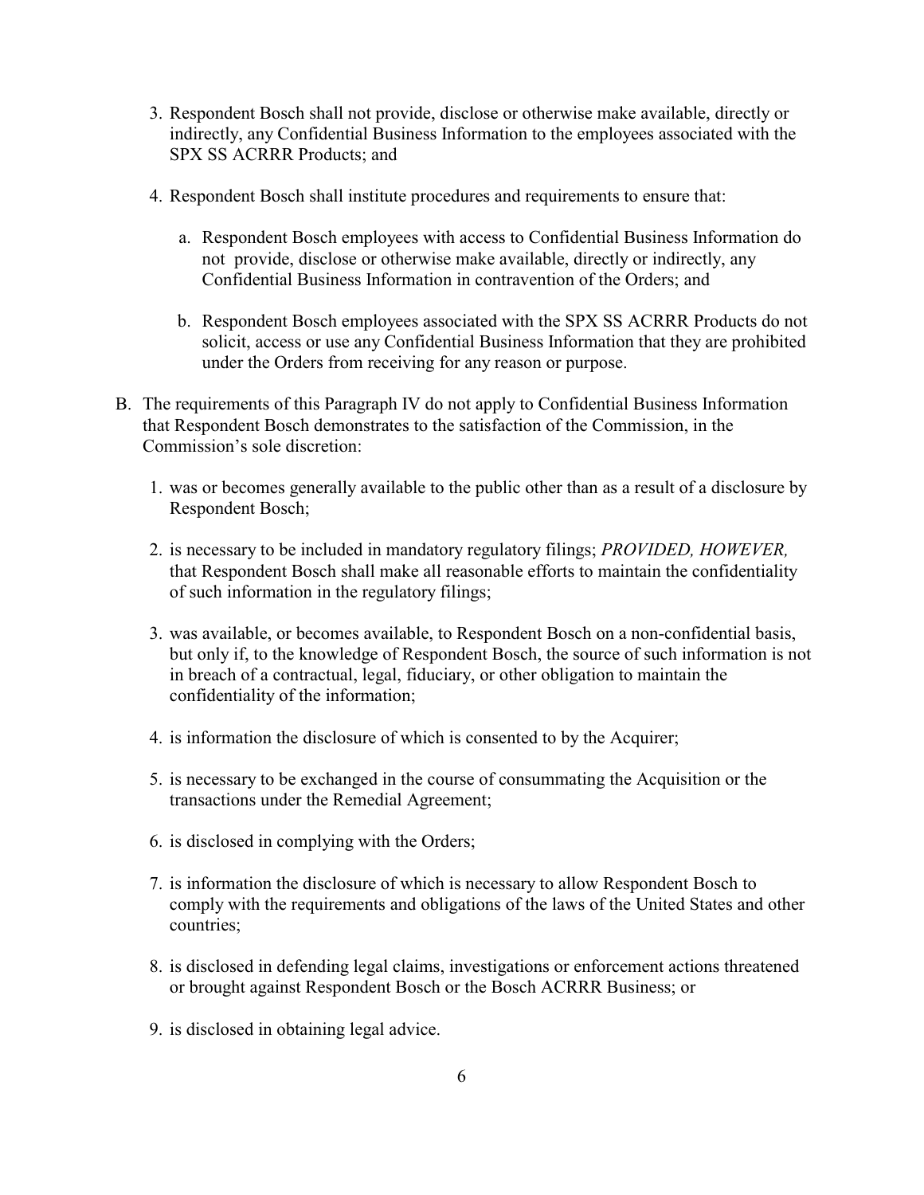3. Respondent Bosch shall not provide, disclose or otherwise make available, directly or indirectly, any Confidential Business Information to the employees associated with the SPX SS ACRRR Products; and

4. Respondent Bosch shall institute procedures and requirements to ensure that:

    a. Respondent Bosch employees with access to Confidential Business Information do not provide, disclose or otherwise make available, directly or indirectly, any Confidential Business Information in contravention of the Orders; and

    b. Respondent Bosch employees associated with the SPX SS ACRRR Products do not solicit, access or use any Confidential Business Information that they are prohibited under the Orders from receiving for any reason or purpose.

B. The requirements of this Paragraph IV do not apply to Confidential Business Information that Respondent Bosch demonstrates to the satisfaction of the Commission, in the Commission's sole discretion:

1. was or becomes generally available to the public other than as a result of a disclosure by Respondent Bosch;

2. is necessary to be included in mandatory regulatory filings; *PROVIDED, HOWEVER,* that Respondent Bosch shall make all reasonable efforts to maintain the confidentiality of such information in the regulatory filings;

3. was available, or becomes available, to Respondent Bosch on a non-confidential basis, but only if, to the knowledge of Respondent Bosch, the source of such information is not in breach of a contractual, legal, fiduciary, or other obligation to maintain the confidentiality of the information;

4. is information the disclosure of which is consented to by the Acquirer;

5. is necessary to be exchanged in the course of consummating the Acquisition or the transactions under the Remedial Agreement;

6. is disclosed in complying with the Orders;

7. is information the disclosure of which is necessary to allow Respondent Bosch to comply with the requirements and obligations of the laws of the United States and other countries;

8. is disclosed in defending legal claims, investigations or enforcement actions threatened or brought against Respondent Bosch or the Bosch ACRRR Business; or

9. is disclosed in obtaining legal advice.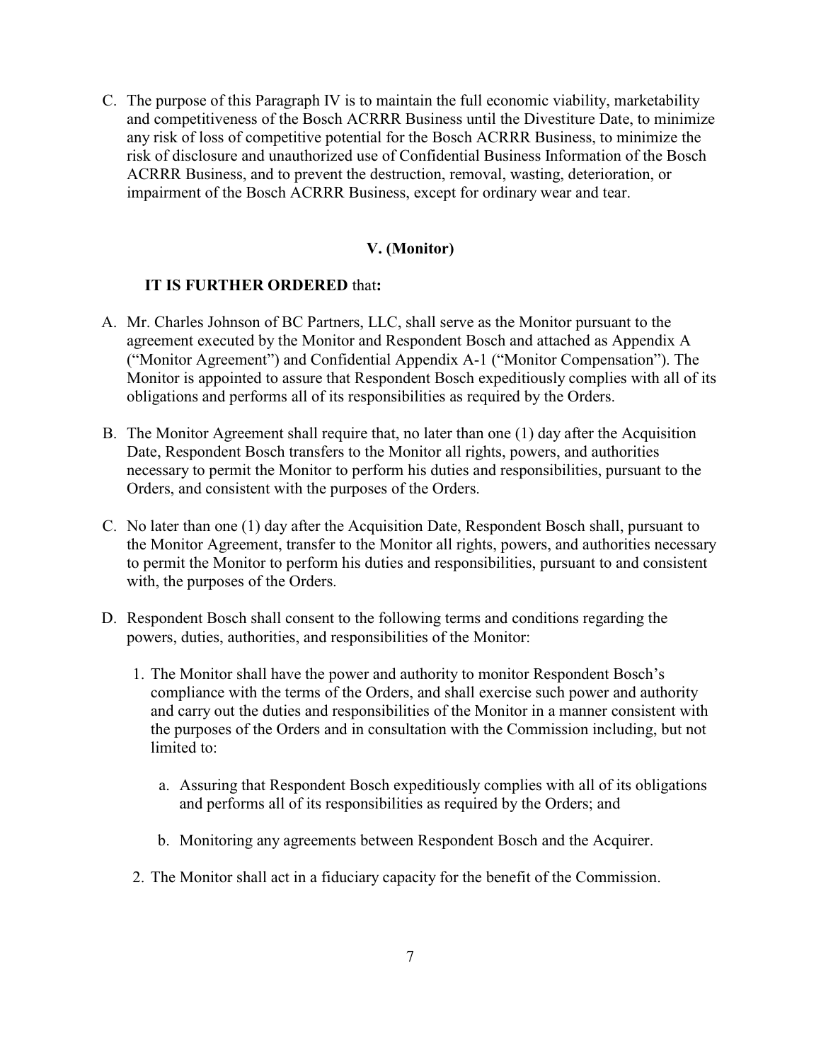C. The purpose of this Paragraph IV is to maintain the full economic viability, marketability and competitiveness of the Bosch ACRRR Business until the Divestiture Date, to minimize any risk of loss of competitive potential for the Bosch ACRRR Business, to minimize the risk of disclosure and unauthorized use of Confidential Business Information of the Bosch ACRRR Business, and to prevent the destruction, removal, wasting, deterioration, or impairment of the Bosch ACRRR Business, except for ordinary wear and tear.

## V. (Monitor)

**IT IS FURTHER ORDERED** that**:**

A. Mr. Charles Johnson of BC Partners, LLC, shall serve as the Monitor pursuant to the agreement executed by the Monitor and Respondent Bosch and attached as Appendix A ("Monitor Agreement") and Confidential Appendix A-1 ("Monitor Compensation"). The Monitor is appointed to assure that Respondent Bosch expeditiously complies with all of its obligations and performs all of its responsibilities as required by the Orders.

B. The Monitor Agreement shall require that, no later than one (1) day after the Acquisition Date, Respondent Bosch transfers to the Monitor all rights, powers, and authorities necessary to permit the Monitor to perform his duties and responsibilities, pursuant to the Orders, and consistent with the purposes of the Orders.

C. No later than one (1) day after the Acquisition Date, Respondent Bosch shall, pursuant to the Monitor Agreement, transfer to the Monitor all rights, powers, and authorities necessary to permit the Monitor to perform his duties and responsibilities, pursuant to and consistent with, the purposes of the Orders.

D. Respondent Bosch shall consent to the following terms and conditions regarding the powers, duties, authorities, and responsibilities of the Monitor:

   1. The Monitor shall have the power and authority to monitor Respondent Bosch's compliance with the terms of the Orders, and shall exercise such power and authority and carry out the duties and responsibilities of the Monitor in a manner consistent with the purposes of the Orders and in consultation with the Commission including, but not limited to:

      a. Assuring that Respondent Bosch expeditiously complies with all of its obligations and performs all of its responsibilities as required by the Orders; and

      b. Monitoring any agreements between Respondent Bosch and the Acquirer.

   2. The Monitor shall act in a fiduciary capacity for the benefit of the Commission.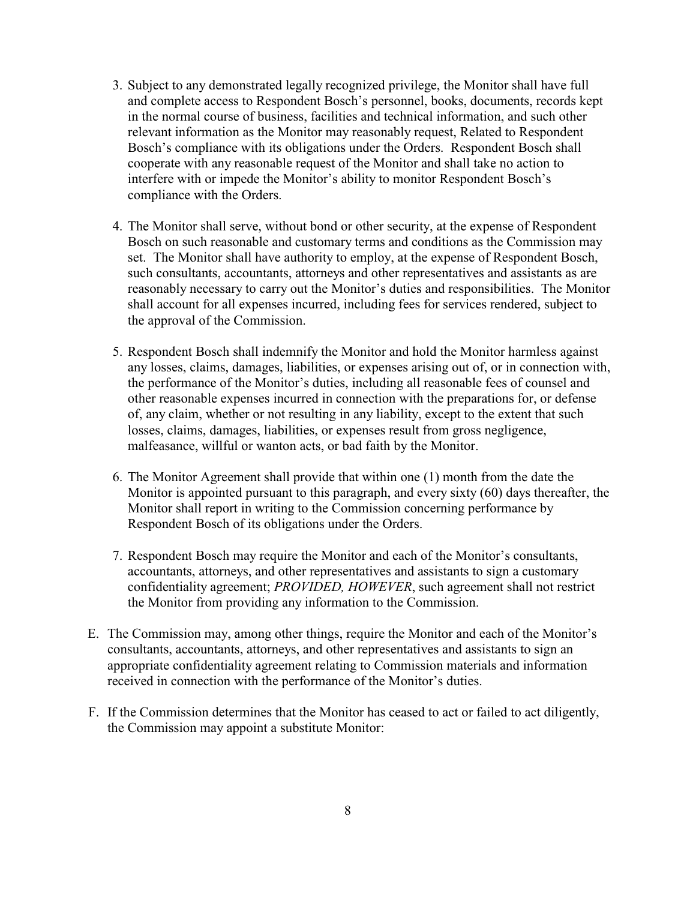3. Subject to any demonstrated legally recognized privilege, the Monitor shall have full and complete access to Respondent Bosch's personnel, books, documents, records kept in the normal course of business, facilities and technical information, and such other relevant information as the Monitor may reasonably request, Related to Respondent Bosch's compliance with its obligations under the Orders. Respondent Bosch shall cooperate with any reasonable request of the Monitor and shall take no action to interfere with or impede the Monitor's ability to monitor Respondent Bosch's compliance with the Orders.

4. The Monitor shall serve, without bond or other security, at the expense of Respondent Bosch on such reasonable and customary terms and conditions as the Commission may set. The Monitor shall have authority to employ, at the expense of Respondent Bosch, such consultants, accountants, attorneys and other representatives and assistants as are reasonably necessary to carry out the Monitor's duties and responsibilities. The Monitor shall account for all expenses incurred, including fees for services rendered, subject to the approval of the Commission.

5. Respondent Bosch shall indemnify the Monitor and hold the Monitor harmless against any losses, claims, damages, liabilities, or expenses arising out of, or in connection with, the performance of the Monitor's duties, including all reasonable fees of counsel and other reasonable expenses incurred in connection with the preparations for, or defense of, any claim, whether or not resulting in any liability, except to the extent that such losses, claims, damages, liabilities, or expenses result from gross negligence, malfeasance, willful or wanton acts, or bad faith by the Monitor.

6. The Monitor Agreement shall provide that within one (1) month from the date the Monitor is appointed pursuant to this paragraph, and every sixty (60) days thereafter, the Monitor shall report in writing to the Commission concerning performance by Respondent Bosch of its obligations under the Orders.

7. Respondent Bosch may require the Monitor and each of the Monitor's consultants, accountants, attorneys, and other representatives and assistants to sign a customary confidentiality agreement; *PROVIDED, HOWEVER*, such agreement shall not restrict the Monitor from providing any information to the Commission.

E. The Commission may, among other things, require the Monitor and each of the Monitor's consultants, accountants, attorneys, and other representatives and assistants to sign an appropriate confidentiality agreement relating to Commission materials and information received in connection with the performance of the Monitor's duties.

F. If the Commission determines that the Monitor has ceased to act or failed to act diligently, the Commission may appoint a substitute Monitor: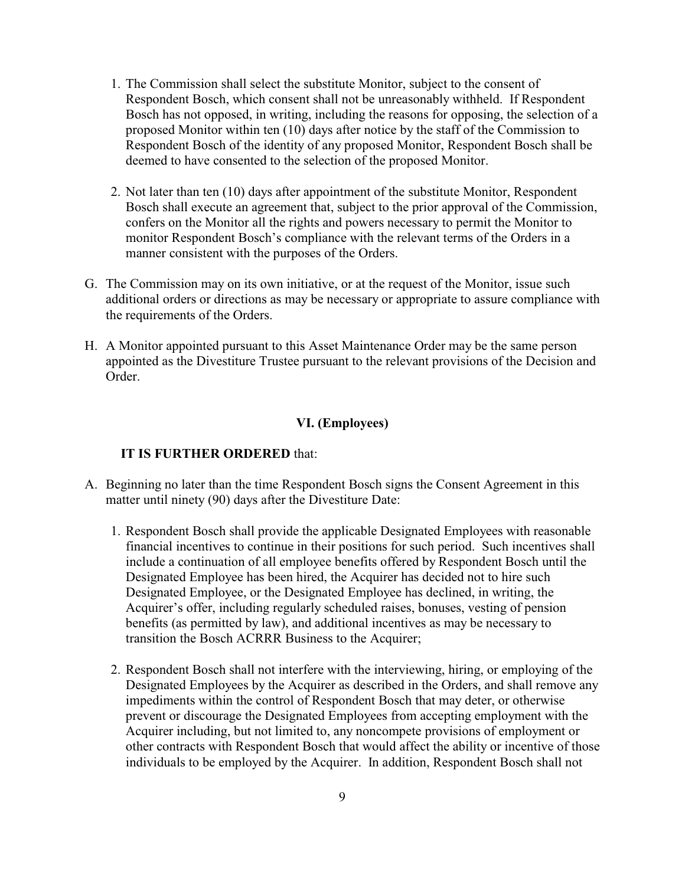1. The Commission shall select the substitute Monitor, subject to the consent of Respondent Bosch, which consent shall not be unreasonably withheld. If Respondent Bosch has not opposed, in writing, including the reasons for opposing, the selection of a proposed Monitor within ten (10) days after notice by the staff of the Commission to Respondent Bosch of the identity of any proposed Monitor, Respondent Bosch shall be deemed to have consented to the selection of the proposed Monitor.

2. Not later than ten (10) days after appointment of the substitute Monitor, Respondent Bosch shall execute an agreement that, subject to the prior approval of the Commission, confers on the Monitor all the rights and powers necessary to permit the Monitor to monitor Respondent Bosch's compliance with the relevant terms of the Orders in a manner consistent with the purposes of the Orders.

G. The Commission may on its own initiative, or at the request of the Monitor, issue such additional orders or directions as may be necessary or appropriate to assure compliance with the requirements of the Orders.

H. A Monitor appointed pursuant to this Asset Maintenance Order may be the same person appointed as the Divestiture Trustee pursuant to the relevant provisions of the Decision and Order.

## VI. (Employees)

**IT IS FURTHER ORDERED** that:

A. Beginning no later than the time Respondent Bosch signs the Consent Agreement in this matter until ninety (90) days after the Divestiture Date:

1. Respondent Bosch shall provide the applicable Designated Employees with reasonable financial incentives to continue in their positions for such period. Such incentives shall include a continuation of all employee benefits offered by Respondent Bosch until the Designated Employee has been hired, the Acquirer has decided not to hire such Designated Employee, or the Designated Employee has declined, in writing, the Acquirer's offer, including regularly scheduled raises, bonuses, vesting of pension benefits (as permitted by law), and additional incentives as may be necessary to transition the Bosch ACRRR Business to the Acquirer;

2. Respondent Bosch shall not interfere with the interviewing, hiring, or employing of the Designated Employees by the Acquirer as described in the Orders, and shall remove any impediments within the control of Respondent Bosch that may deter, or otherwise prevent or discourage the Designated Employees from accepting employment with the Acquirer including, but not limited to, any noncompete provisions of employment or other contracts with Respondent Bosch that would affect the ability or incentive of those individuals to be employed by the Acquirer. In addition, Respondent Bosch shall not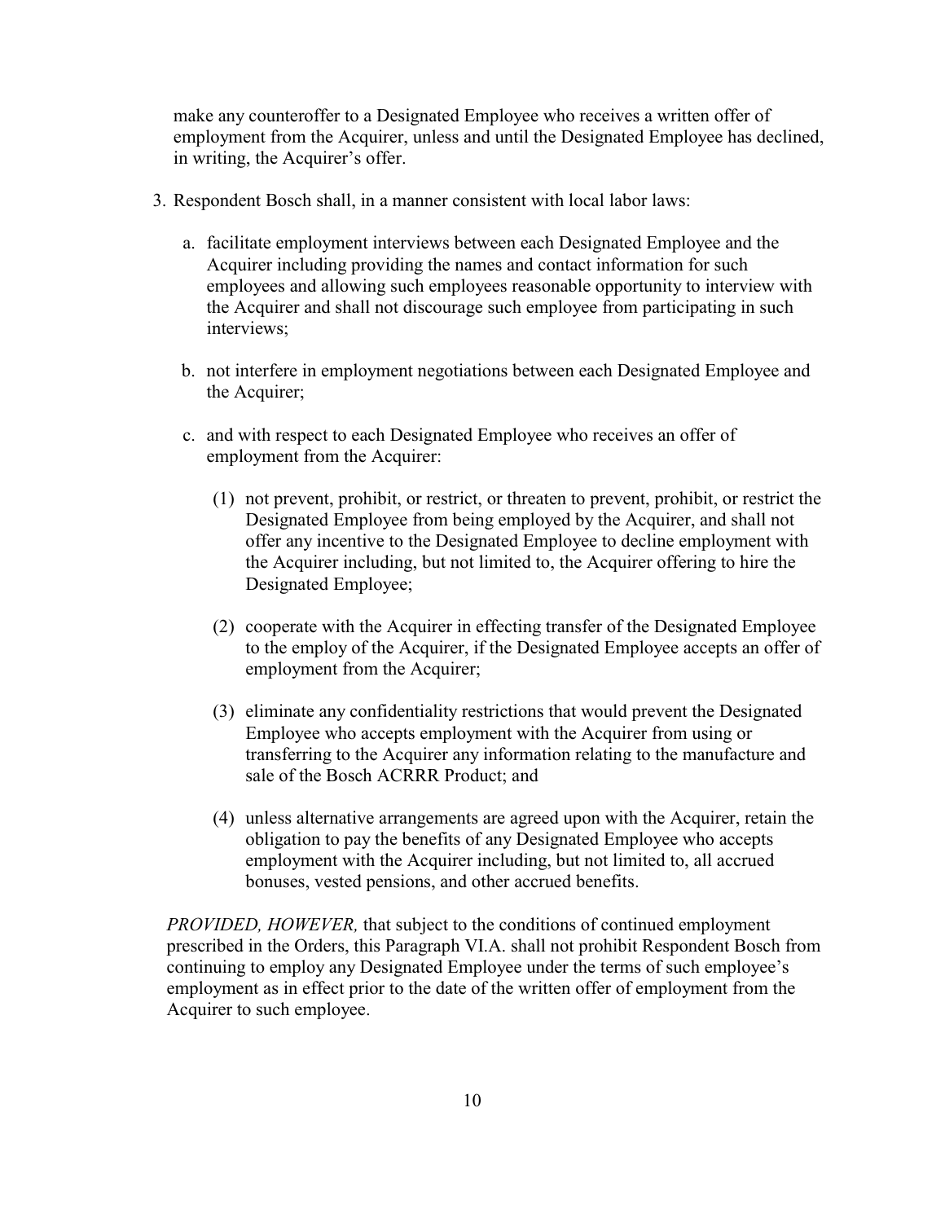make any counteroffer to a Designated Employee who receives a written offer of employment from the Acquirer, unless and until the Designated Employee has declined, in writing, the Acquirer's offer.

3. Respondent Bosch shall, in a manner consistent with local labor laws:

   a. facilitate employment interviews between each Designated Employee and the Acquirer including providing the names and contact information for such employees and allowing such employees reasonable opportunity to interview with the Acquirer and shall not discourage such employee from participating in such interviews;

   b. not interfere in employment negotiations between each Designated Employee and the Acquirer;

   c. and with respect to each Designated Employee who receives an offer of employment from the Acquirer:

      (1) not prevent, prohibit, or restrict, or threaten to prevent, prohibit, or restrict the Designated Employee from being employed by the Acquirer, and shall not offer any incentive to the Designated Employee to decline employment with the Acquirer including, but not limited to, the Acquirer offering to hire the Designated Employee;

      (2) cooperate with the Acquirer in effecting transfer of the Designated Employee to the employ of the Acquirer, if the Designated Employee accepts an offer of employment from the Acquirer;

      (3) eliminate any confidentiality restrictions that would prevent the Designated Employee who accepts employment with the Acquirer from using or transferring to the Acquirer any information relating to the manufacture and sale of the Bosch ACRRR Product; and

      (4) unless alternative arrangements are agreed upon with the Acquirer, retain the obligation to pay the benefits of any Designated Employee who accepts employment with the Acquirer including, but not limited to, all accrued bonuses, vested pensions, and other accrued benefits.

*PROVIDED, HOWEVER,* that subject to the conditions of continued employment prescribed in the Orders, this Paragraph VI.A. shall not prohibit Respondent Bosch from continuing to employ any Designated Employee under the terms of such employee's employment as in effect prior to the date of the written offer of employment from the Acquirer to such employee.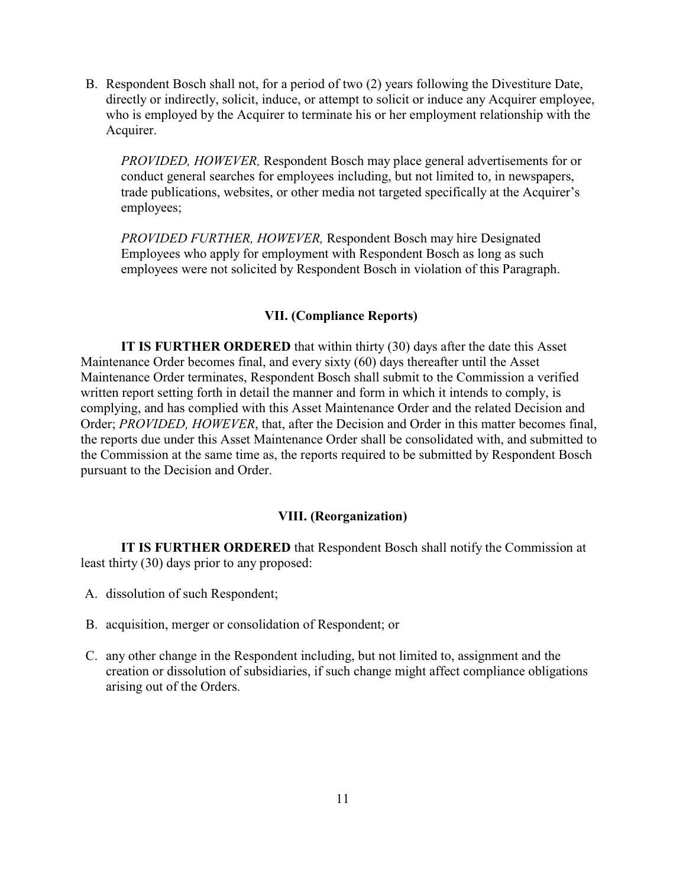B. Respondent Bosch shall not, for a period of two (2) years following the Divestiture Date, directly or indirectly, solicit, induce, or attempt to solicit or induce any Acquirer employee, who is employed by the Acquirer to terminate his or her employment relationship with the Acquirer.

   *PROVIDED, HOWEVER,* Respondent Bosch may place general advertisements for or conduct general searches for employees including, but not limited to, in newspapers, trade publications, websites, or other media not targeted specifically at the Acquirer's employees;

   *PROVIDED FURTHER, HOWEVER,* Respondent Bosch may hire Designated Employees who apply for employment with Respondent Bosch as long as such employees were not solicited by Respondent Bosch in violation of this Paragraph.

### VII. (Compliance Reports)

**IT IS FURTHER ORDERED** that within thirty (30) days after the date this Asset Maintenance Order becomes final, and every sixty (60) days thereafter until the Asset Maintenance Order terminates, Respondent Bosch shall submit to the Commission a verified written report setting forth in detail the manner and form in which it intends to comply, is complying, and has complied with this Asset Maintenance Order and the related Decision and Order; *PROVIDED, HOWEVER*, that, after the Decision and Order in this matter becomes final, the reports due under this Asset Maintenance Order shall be consolidated with, and submitted to the Commission at the same time as, the reports required to be submitted by Respondent Bosch pursuant to the Decision and Order.

### VIII. (Reorganization)

**IT IS FURTHER ORDERED** that Respondent Bosch shall notify the Commission at least thirty (30) days prior to any proposed:

A. dissolution of such Respondent;

B. acquisition, merger or consolidation of Respondent; or

C. any other change in the Respondent including, but not limited to, assignment and the creation or dissolution of subsidiaries, if such change might affect compliance obligations arising out of the Orders.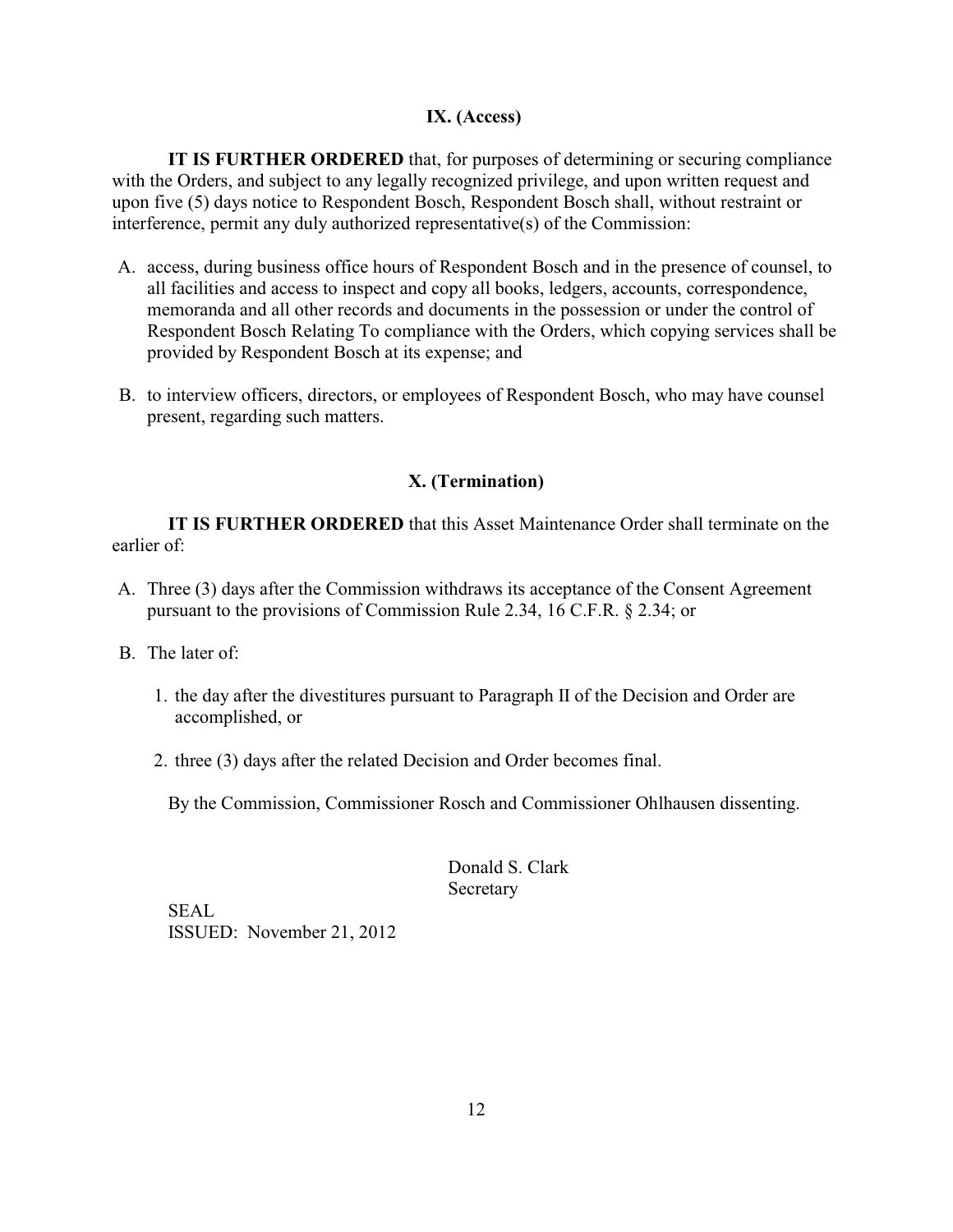## IX. (Access)

**IT IS FURTHER ORDERED** that, for purposes of determining or securing compliance with the Orders, and subject to any legally recognized privilege, and upon written request and upon five (5) days notice to Respondent Bosch, Respondent Bosch shall, without restraint or interference, permit any duly authorized representative(s) of the Commission:

A. access, during business office hours of Respondent Bosch and in the presence of counsel, to all facilities and access to inspect and copy all books, ledgers, accounts, correspondence, memoranda and all other records and documents in the possession or under the control of Respondent Bosch Relating To compliance with the Orders, which copying services shall be provided by Respondent Bosch at its expense; and

B. to interview officers, directors, or employees of Respondent Bosch, who may have counsel present, regarding such matters.

## X. (Termination)

**IT IS FURTHER ORDERED** that this Asset Maintenance Order shall terminate on the earlier of:

A. Three (3) days after the Commission withdraws its acceptance of the Consent Agreement pursuant to the provisions of Commission Rule 2.34, 16 C.F.R. § 2.34; or

B. The later of:

   1. the day after the divestitures pursuant to Paragraph II of the Decision and Order are accomplished, or

   2. three (3) days after the related Decision and Order becomes final.

By the Commission, Commissioner Rosch and Commissioner Ohlhausen dissenting.

Donald S. Clark
Secretary

SEAL
ISSUED: November 21, 2012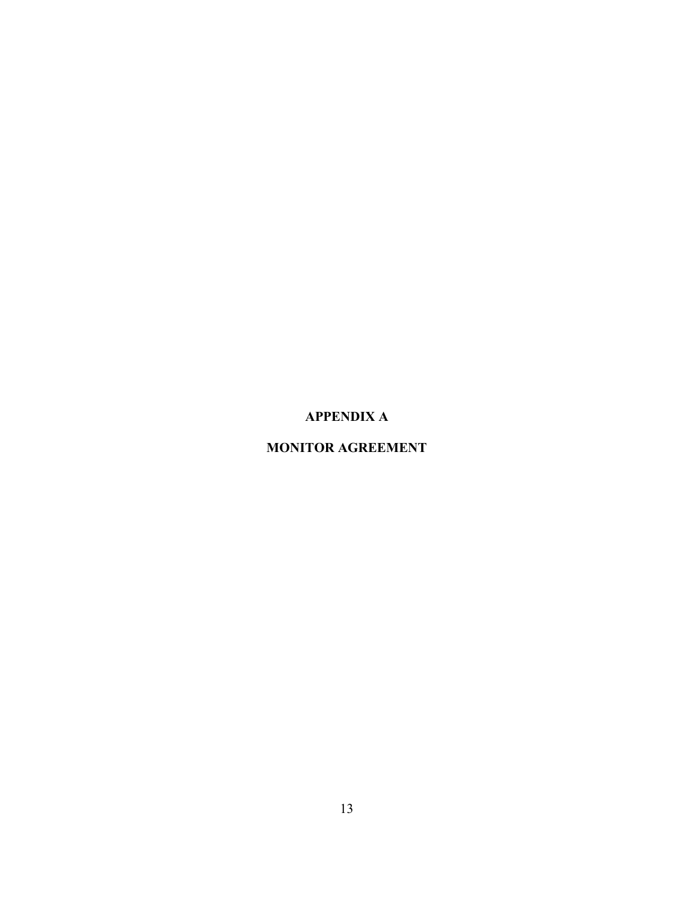# APPENDIX A

# MONITOR AGREEMENT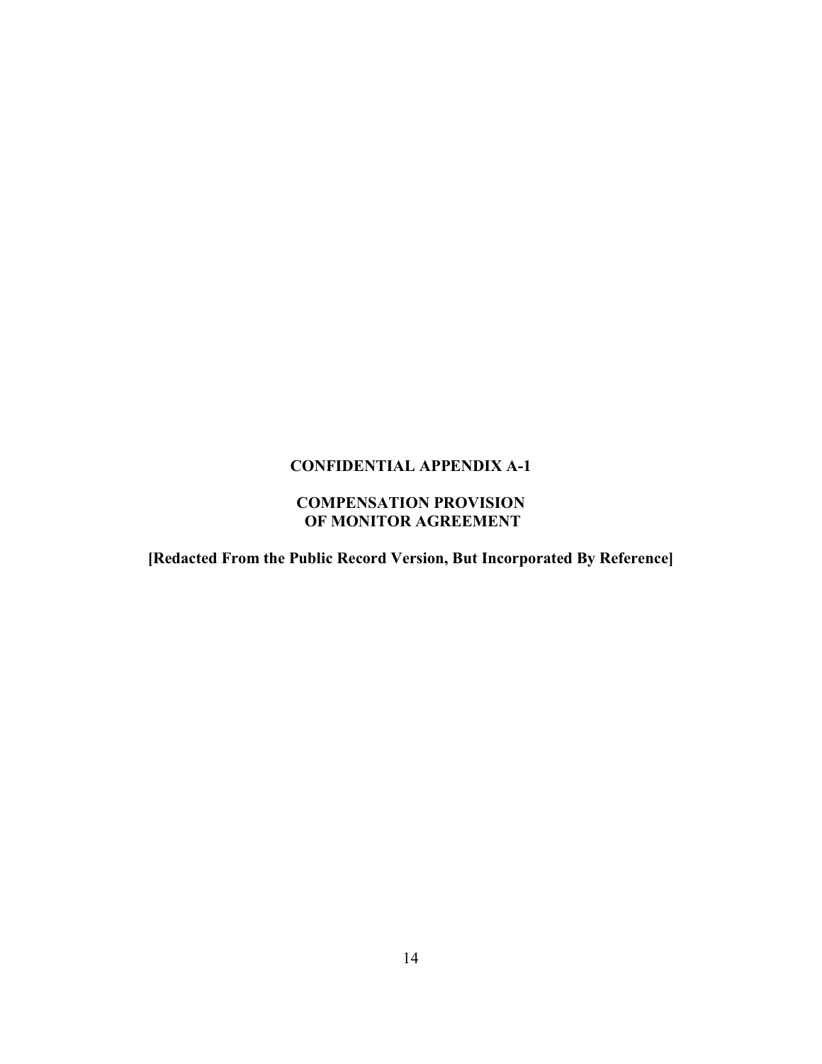**CONFIDENTIAL APPENDIX A-1**

**COMPENSATION PROVISION OF MONITOR AGREEMENT**

**[Redacted From the Public Record Version, But Incorporated By Reference]**